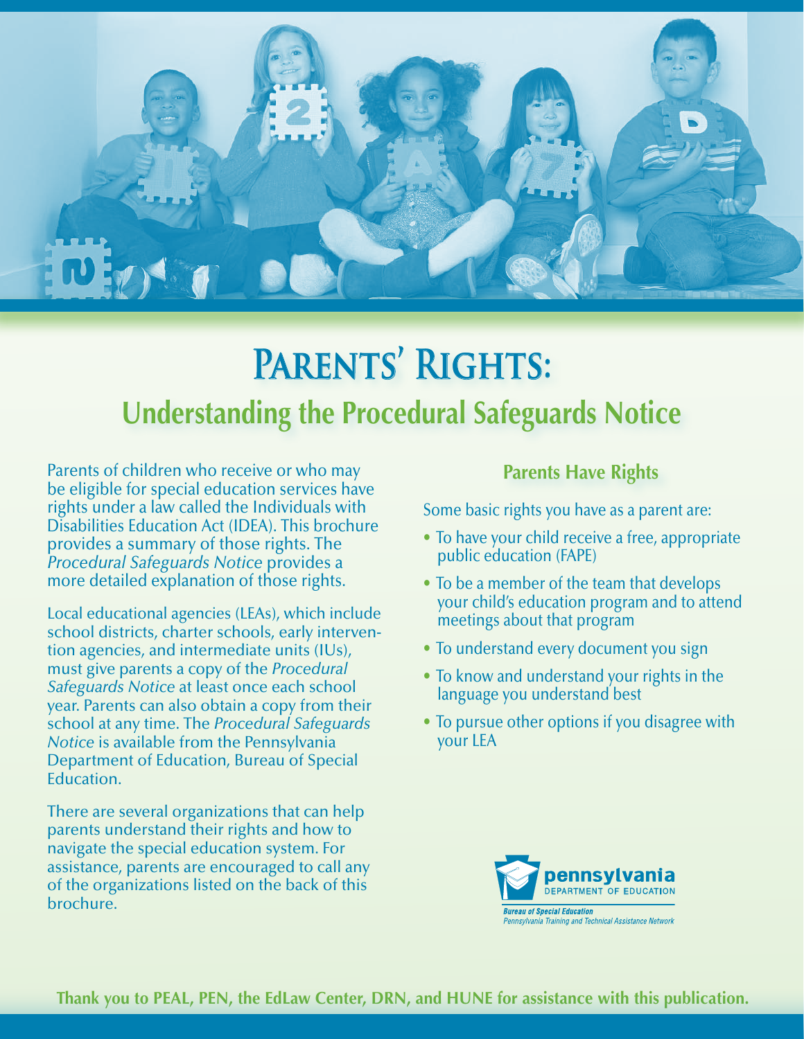# Parents' Rights:

## Understanding the Procedural Safeguards Notice

Parents of children who receive or who may be eligible for special education services have rights under a law called the Individuals with Disabilities Education Act (IDEA). This brochure provides a summary of those rights. The *Procedural Safeguards Notice* provides a more detailed explanation of those rights.

Local educational agencies (LEAs), which include school districts, charter schools, early intervention agencies, and intermediate units (IUs), must give parents a copy of the *Procedural Safeguards Notice* at least once each school year. Parents can also obtain a copy from their school at any time. The *Procedural Safeguards Notice* is available from the Pennsylvania Department of Education, Bureau of Special Education.

There are several organizations that can help parents understand their rights and how to navigate the special education system. For assistance, parents are encouraged to call any of the organizations listed on the back of this brochure.

### Parents Have Rights

Some basic rights you have as a parent are:

- To have your child receive a free, appropriate public education (FAPE)
- To be a member of the team that develops your child's education program and to attend meetings about that program
- To understand every document you sign
- To know and understand your rights in the language you understand best
- To pursue other options if you disagree with your LEA

pennsylvania DEPARTMENT OF EDUCATION

*Bureau of Special Education*
*Pennsylvania Training and Technical Assistance Network*

**Thank you to PEAL, PEN, the EdLaw Center, DRN, and HUNE for assistance with this publication.**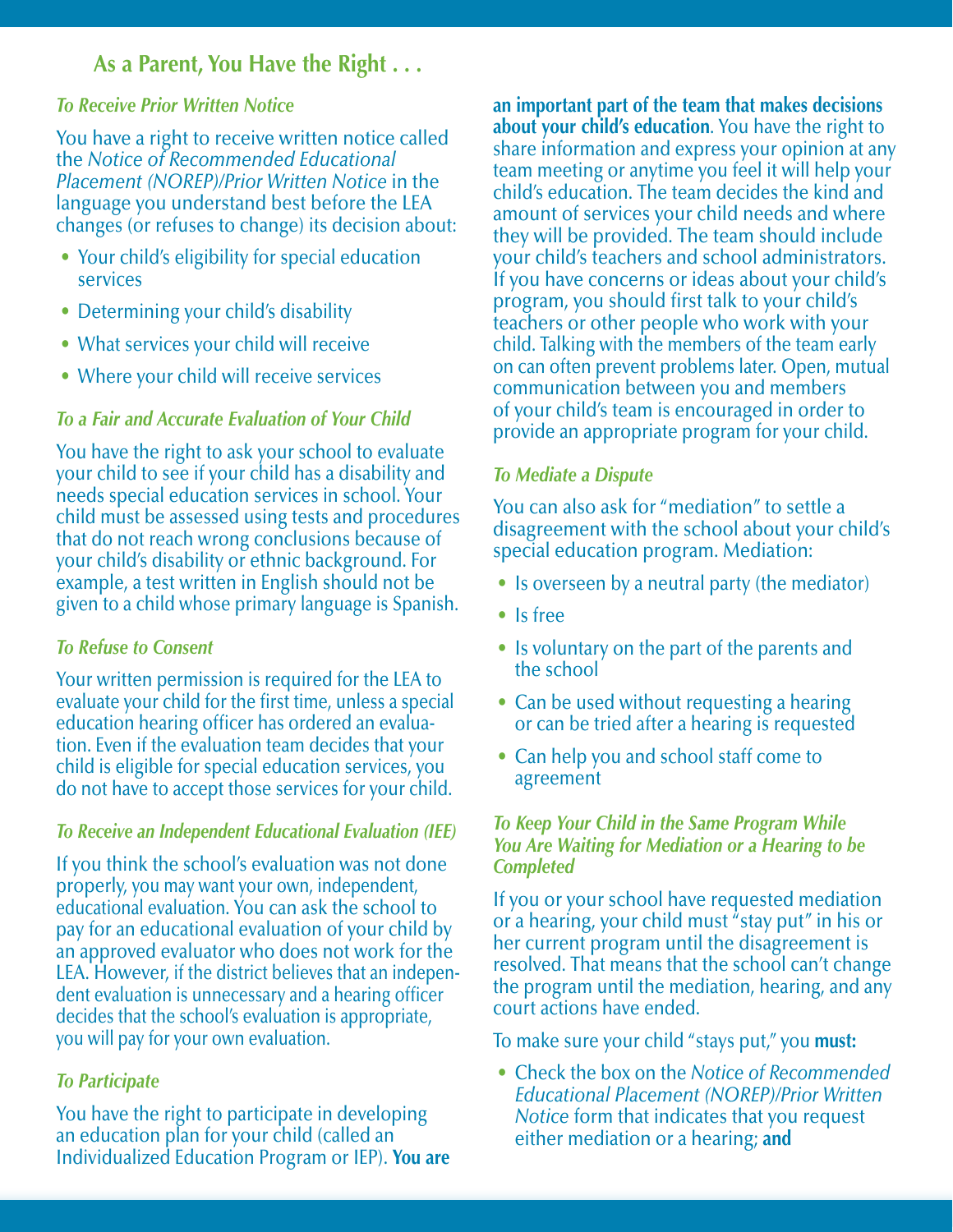## As a Parent, You Have the Right . . .

### *To Receive Prior Written Notice*

You have a right to receive written notice called the *Notice of Recommended Educational Placement (NOREP)/Prior Written Notice* in the language you understand best before the LEA changes (or refuses to change) its decision about:

- Your child's eligibility for special education services
- Determining your child's disability
- What services your child will receive
- Where your child will receive services

### *To a Fair and Accurate Evaluation of Your Child*

You have the right to ask your school to evaluate your child to see if your child has a disability and needs special education services in school. Your child must be assessed using tests and procedures that do not reach wrong conclusions because of your child's disability or ethnic background. For example, a test written in English should not be given to a child whose primary language is Spanish.

### *To Refuse to Consent*

Your written permission is required for the LEA to evaluate your child for the first time, unless a special education hearing officer has ordered an evaluation. Even if the evaluation team decides that your child is eligible for special education services, you do not have to accept those services for your child.

### *To Receive an Independent Educational Evaluation (IEE)*

If you think the school's evaluation was not done properly, you may want your own, independent, educational evaluation. You can ask the school to pay for an educational evaluation of your child by an approved evaluator who does not work for the LEA. However, if the district believes that an independent evaluation is unnecessary and a hearing officer decides that the school's evaluation is appropriate, you will pay for your own evaluation.

### *To Participate*

You have the right to participate in developing an education plan for your child (called an Individualized Education Program or IEP). **You are an important part of the team that makes decisions about your child's education**. You have the right to share information and express your opinion at any team meeting or anytime you feel it will help your child's education. The team decides the kind and amount of services your child needs and where they will be provided. The team should include your child's teachers and school administrators. If you have concerns or ideas about your child's program, you should first talk to your child's teachers or other people who work with your child. Talking with the members of the team early on can often prevent problems later. Open, mutual communication between you and members of your child's team is encouraged in order to provide an appropriate program for your child.

### *To Mediate a Dispute*

You can also ask for "mediation" to settle a disagreement with the school about your child's special education program. Mediation:

- Is overseen by a neutral party (the mediator)
- Is free
- Is voluntary on the part of the parents and the school
- Can be used without requesting a hearing or can be tried after a hearing is requested
- Can help you and school staff come to agreement

### *To Keep Your Child in the Same Program While You Are Waiting for Mediation or a Hearing to be Completed*

If you or your school have requested mediation or a hearing, your child must "stay put" in his or her current program until the disagreement is resolved. That means that the school can't change the program until the mediation, hearing, and any court actions have ended.

To make sure your child "stays put," you **must:**

- Check the box on the *Notice of Recommended Educational Placement (NOREP)/Prior Written Notice* form that indicates that you request either mediation or a hearing; **and**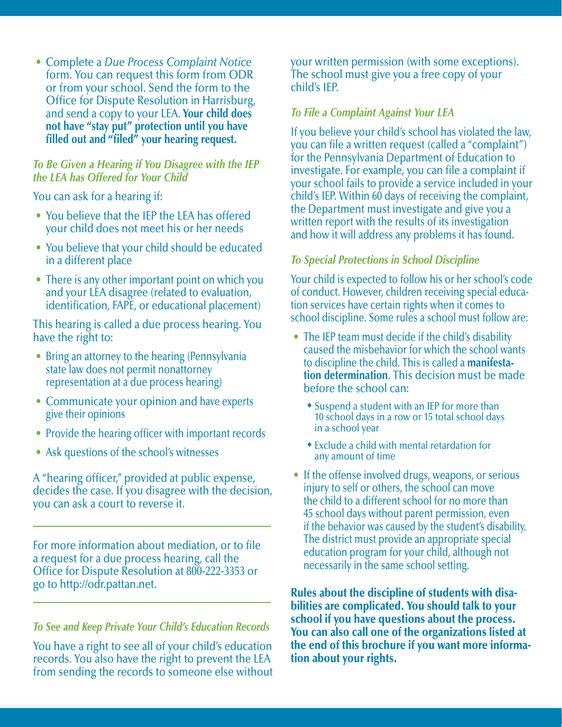- Complete a *Due Process Complaint Notice* form. You can request this form from ODR or from your school. Send the form to the Office for Dispute Resolution in Harrisburg, and send a copy to your LEA. **Your child does not have "stay put" protection until you have filled out and "filed" your hearing request.**

### *To Be Given a Hearing if You Disagree with the IEP the LEA has Offered for Your Child*

You can ask for a hearing if:

- You believe that the IEP the LEA has offered your child does not meet his or her needs
- You believe that your child should be educated in a different place
- There is any other important point on which you and your LEA disagree (related to evaluation, identification, FAPE, or educational placement)

This hearing is called a due process hearing. You have the right to:

- Bring an attorney to the hearing (Pennsylvania state law does not permit nonattorney representation at a due process hearing)
- Communicate your opinion and have experts give their opinions
- Provide the hearing officer with important records
- Ask questions of the school's witnesses

A "hearing officer," provided at public expense, decides the case. If you disagree with the decision, you can ask a court to reverse it.

---

For more information about mediation, or to file a request for a due process hearing, call the Office for Dispute Resolution at 800-222-3353 or go to http://odr.pattan.net.

---

### *To See and Keep Private Your Child's Education Records*

You have a right to see all of your child's education records. You also have the right to prevent the LEA from sending the records to someone else without your written permission (with some exceptions). The school must give you a free copy of your child's IEP.

### *To File a Complaint Against Your LEA*

If you believe your child's school has violated the law, you can file a written request (called a "complaint") for the Pennsylvania Department of Education to investigate. For example, you can file a complaint if your school fails to provide a service included in your child's IEP. Within 60 days of receiving the complaint, the Department must investigate and give you a written report with the results of its investigation and how it will address any problems it has found.

### *To Special Protections in School Discipline*

Your child is expected to follow his or her school's code of conduct. However, children receiving special education services have certain rights when it comes to school discipline. Some rules a school must follow are:

- The IEP team must decide if the child's disability caused the misbehavior for which the school wants to discipline the child. This is called a **manifestation determination**. This decision must be made before the school can:
  - Suspend a student with an IEP for more than 10 school days in a row or 15 total school days in a school year
  - Exclude a child with mental retardation for any amount of time
- If the offense involved drugs, weapons, or serious injury to self or others, the school can move the child to a different school for no more than 45 school days without parent permission, even if the behavior was caused by the student's disability. The district must provide an appropriate special education program for your child, although not necessarily in the same school setting.

**Rules about the discipline of students with disabilities are complicated. You should talk to your school if you have questions about the process. You can also call one of the organizations listed at the end of this brochure if you want more information about your rights.**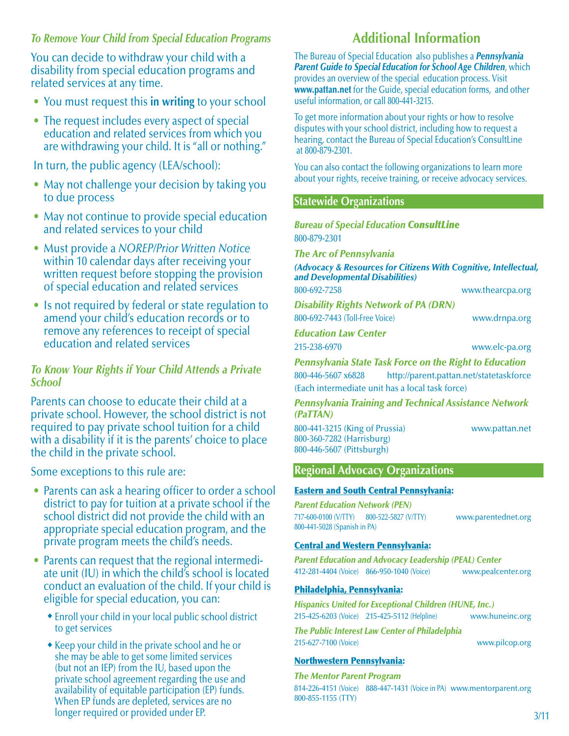### *To Remove Your Child from Special Education Programs*

You can decide to withdraw your child with a disability from special education programs and related services at any time.

- You must request this **in writing** to your school
- The request includes every aspect of special education and related services from which you are withdrawing your child. It is "all or nothing."

In turn, the public agency (LEA/school):

- May not challenge your decision by taking you to due process
- May not continue to provide special education and related services to your child
- Must provide a *NOREP/Prior Written Notice* within 10 calendar days after receiving your written request before stopping the provision of special education and related services
- Is not required by federal or state regulation to amend your child's education records or to remove any references to receipt of special education and related services

### *To Know Your Rights if Your Child Attends a Private School*

Parents can choose to educate their child at a private school. However, the school district is not required to pay private school tuition for a child with a disability if it is the parents' choice to place the child in the private school.

Some exceptions to this rule are:

- Parents can ask a hearing officer to order a school district to pay for tuition at a private school if the school district did not provide the child with an appropriate special education program, and the private program meets the child's needs.
- Parents can request that the regional intermediate unit (IU) in which the child's school is located conduct an evaluation of the child. If your child is eligible for special education, you can:
  - Enroll your child in your local public school district to get services
  - Keep your child in the private school and he or she may be able to get some limited services (but not an IEP) from the IU, based upon the private school agreement regarding the use and availability of equitable participation (EP) funds. When EP funds are depleted, services are no longer required or provided under EP.

## Additional Information

The Bureau of Special Education also publishes a ***Pennsylvania Parent Guide to Special Education for School Age Children***, which provides an overview of the special education process. Visit **www.pattan.net** for the Guide, special education forms, and other useful information, or call 800-441-3215.

To get more information about your rights or how to resolve disputes with your school district, including how to request a hearing, contact the Bureau of Special Education's ConsultLine at 800-879-2301.

You can also contact the following organizations to learn more about your rights, receive training, or receive advocacy services.

### Statewide Organizations

***Bureau of Special Education ConsultLine***
800-879-2301

***The Arc of Pennsylvania***
***(Advocacy & Resources for Citizens With Cognitive, Intellectual, and Developmental Disabilities)***
800-692-7258 — www.thearcpa.org

***Disability Rights Network of PA (DRN)***
800-692-7443 (Toll-Free Voice) — www.drnpa.org

***Education Law Center***
215-238-6970 — www.elc-pa.org

***Pennsylvania State Task Force on the Right to Education***
800-446-5607 x6828 — http://parent.pattan.net/statetaskforce
(Each intermediate unit has a local task force)

***Pennsylvania Training and Technical Assistance Network (PaTTAN)***
800-441-3215 (King of Prussia) — www.pattan.net
800-360-7282 (Harrisburg)
800-446-5607 (Pittsburgh)

### Regional Advocacy Organizations

**Eastern and South Central Pennsylvania:**

***Parent Education Network (PEN)***
717-600-0100 (V/TTY) 800-522-5827 (V/TTY) — www.parentednet.org
800-441-5028 (Spanish in PA)

**Central and Western Pennsylvania:**

***Parent Education and Advocacy Leadership (PEAL) Center***
412-281-4404 (Voice) 866-950-1040 (Voice) — www.pealcenter.org

**Philadelphia, Pennsylvania:**

***Hispanics United for Exceptional Children (HUNE, Inc.)***
215-425-6203 (Voice) 215-425-5112 (Helpline) — www.huneinc.org

***The Public Interest Law Center of Philadelphia***
215-627-7100 (Voice) — www.pilcop.org

**Northwestern Pennsylvania:**

***The Mentor Parent Program***
814-226-4151 (Voice) 888-447-1431 (Voice in PA) — www.mentorparent.org
800-855-1155 (TTY)

3/11